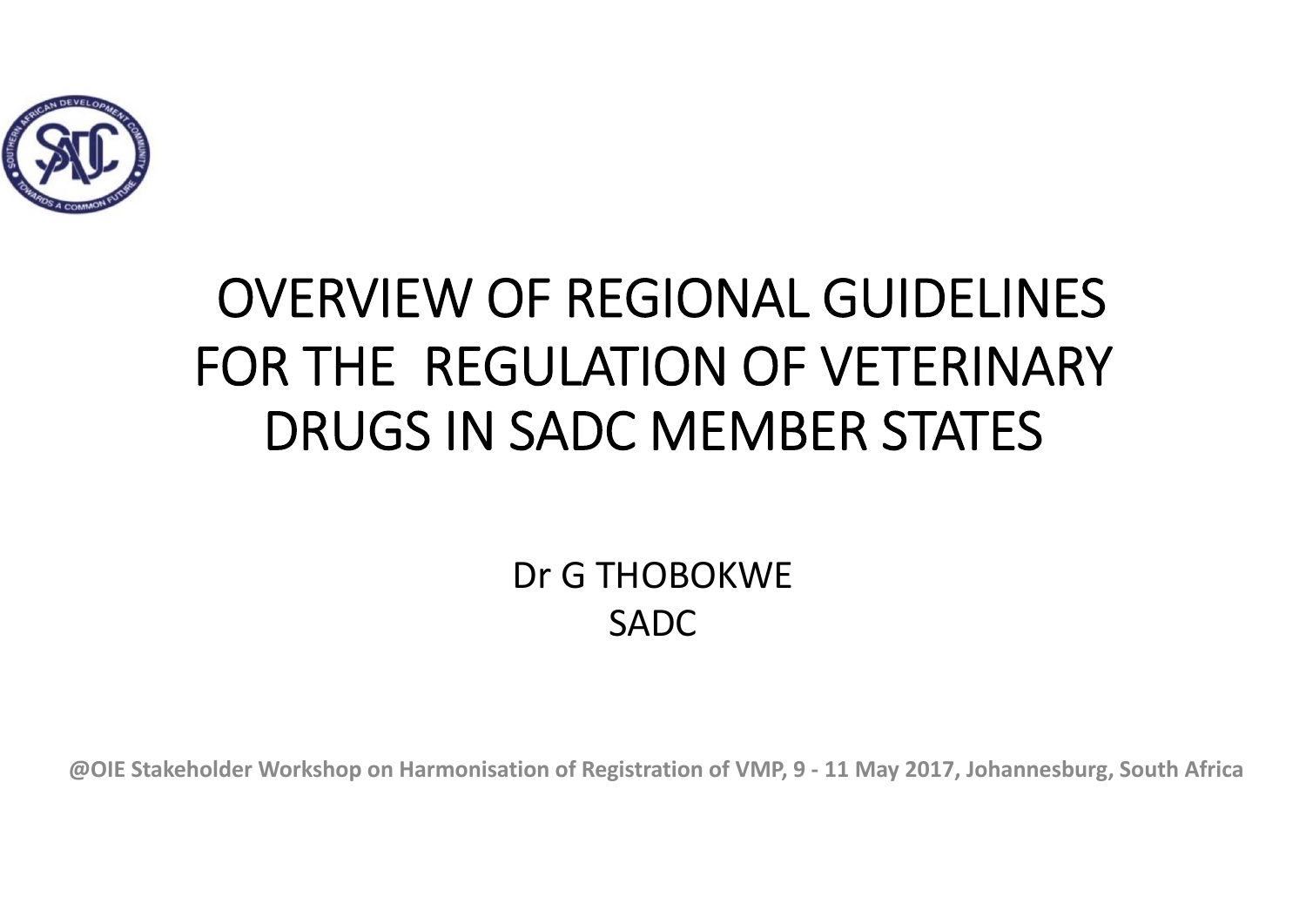# OVERVIEW OF REGIONAL GUIDELINES FOR THE REGULATION OF VETERINARY DRUGS IN SADC MEMBER STATES

Dr G THOBOKWE
SADC

**@OIE Stakeholder Workshop on Harmonisation of Registration of VMP, 9 - 11 May 2017, Johannesburg, South Africa**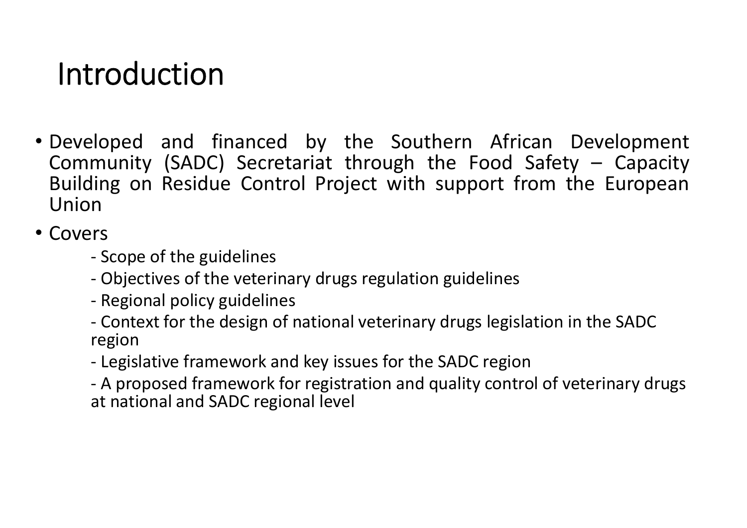# Introduction

- Developed and financed by the Southern African Development Community (SADC) Secretariat through the Food Safety – Capacity Building on Residue Control Project with support from the European Union
- Covers
  - Scope of the guidelines
  - Objectives of the veterinary drugs regulation guidelines
  - Regional policy guidelines
  - Context for the design of national veterinary drugs legislation in the SADC region
  - Legislative framework and key issues for the SADC region
  - A proposed framework for registration and quality control of veterinary drugs at national and SADC regional level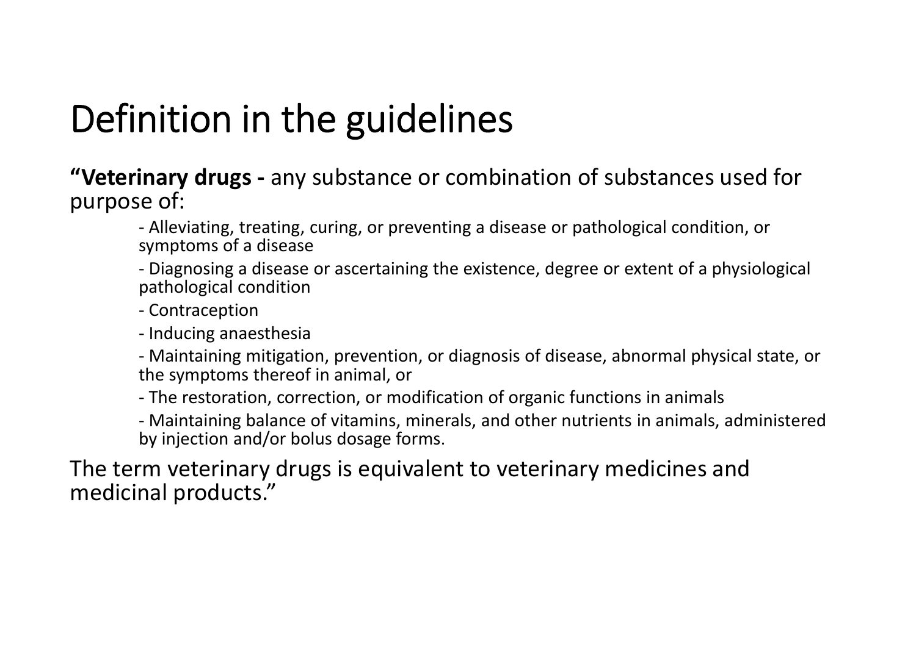# Definition in the guidelines

**"Veterinary drugs -** any substance or combination of substances used for purpose of:

- Alleviating, treating, curing, or preventing a disease or pathological condition, or symptoms of a disease
- Diagnosing a disease or ascertaining the existence, degree or extent of a physiological pathological condition
- Contraception
- Inducing anaesthesia
- Maintaining mitigation, prevention, or diagnosis of disease, abnormal physical state, or the symptoms thereof in animal, or
- The restoration, correction, or modification of organic functions in animals
- Maintaining balance of vitamins, minerals, and other nutrients in animals, administered by injection and/or bolus dosage forms.

The term veterinary drugs is equivalent to veterinary medicines and medicinal products."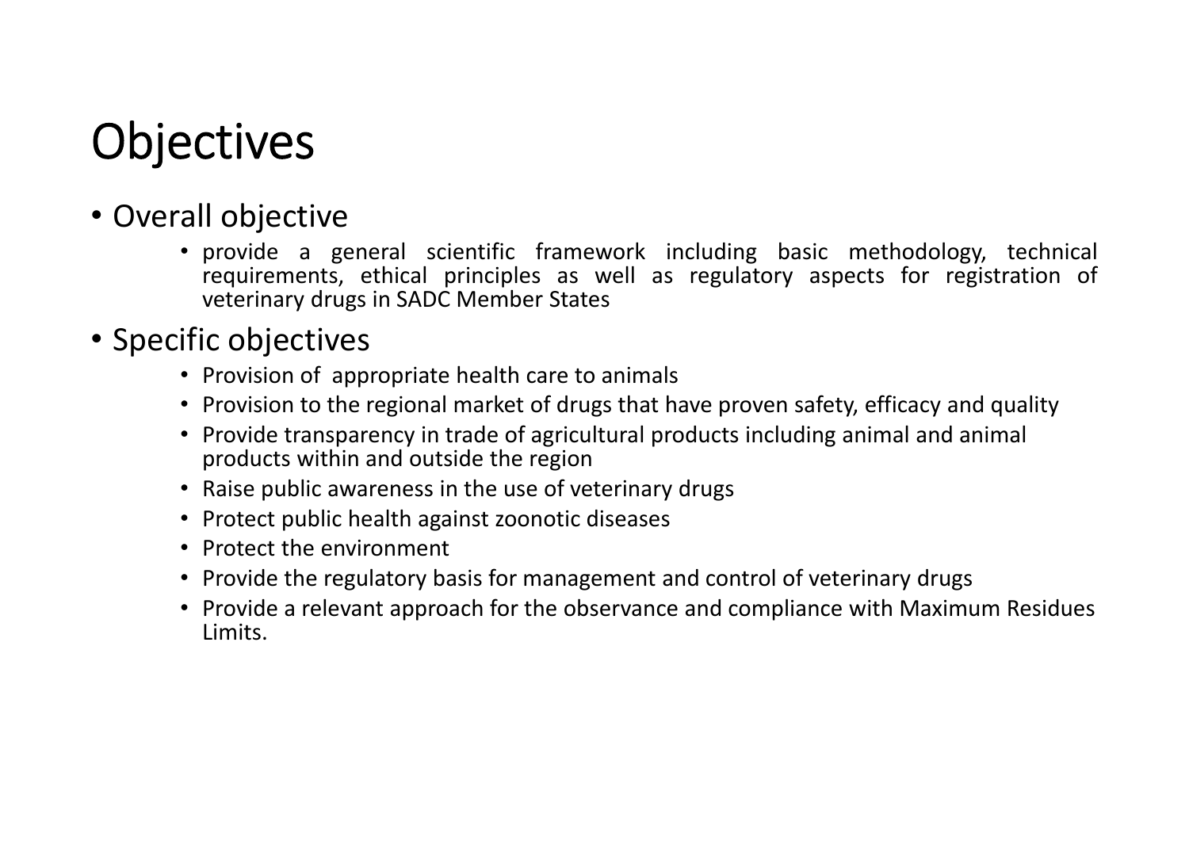# Objectives

- Overall objective
  - provide a general scientific framework including basic methodology, technical requirements, ethical principles as well as regulatory aspects for registration of veterinary drugs in SADC Member States
- Specific objectives
  - Provision of appropriate health care to animals
  - Provision to the regional market of drugs that have proven safety, efficacy and quality
  - Provide transparency in trade of agricultural products including animal and animal products within and outside the region
  - Raise public awareness in the use of veterinary drugs
  - Protect public health against zoonotic diseases
  - Protect the environment
  - Provide the regulatory basis for management and control of veterinary drugs
  - Provide a relevant approach for the observance and compliance with Maximum Residues Limits.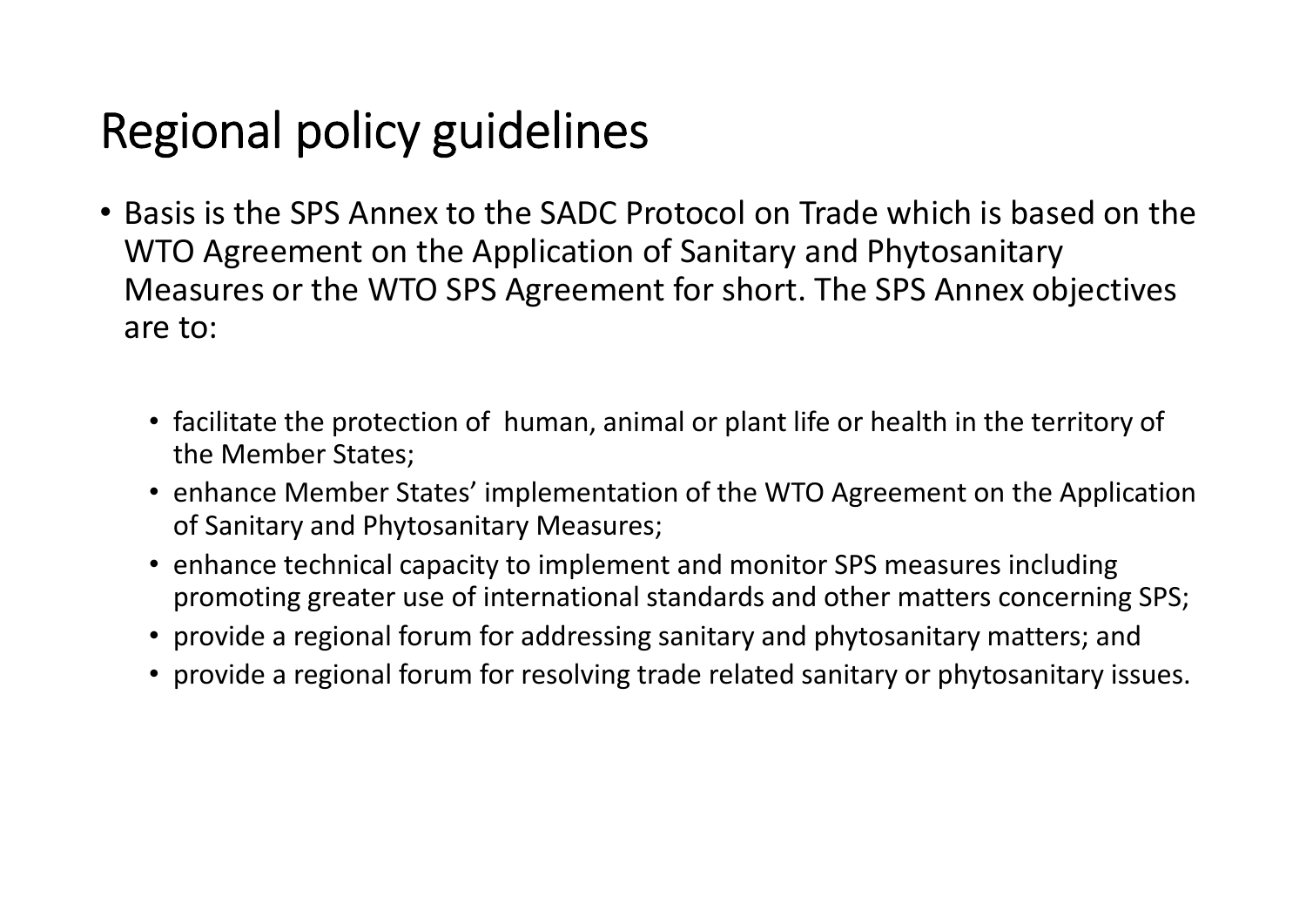# Regional policy guidelines

- Basis is the SPS Annex to the SADC Protocol on Trade which is based on the WTO Agreement on the Application of Sanitary and Phytosanitary Measures or the WTO SPS Agreement for short. The SPS Annex objectives are to:
  - facilitate the protection of human, animal or plant life or health in the territory of the Member States;
  - enhance Member States' implementation of the WTO Agreement on the Application of Sanitary and Phytosanitary Measures;
  - enhance technical capacity to implement and monitor SPS measures including promoting greater use of international standards and other matters concerning SPS;
  - provide a regional forum for addressing sanitary and phytosanitary matters; and
  - provide a regional forum for resolving trade related sanitary or phytosanitary issues.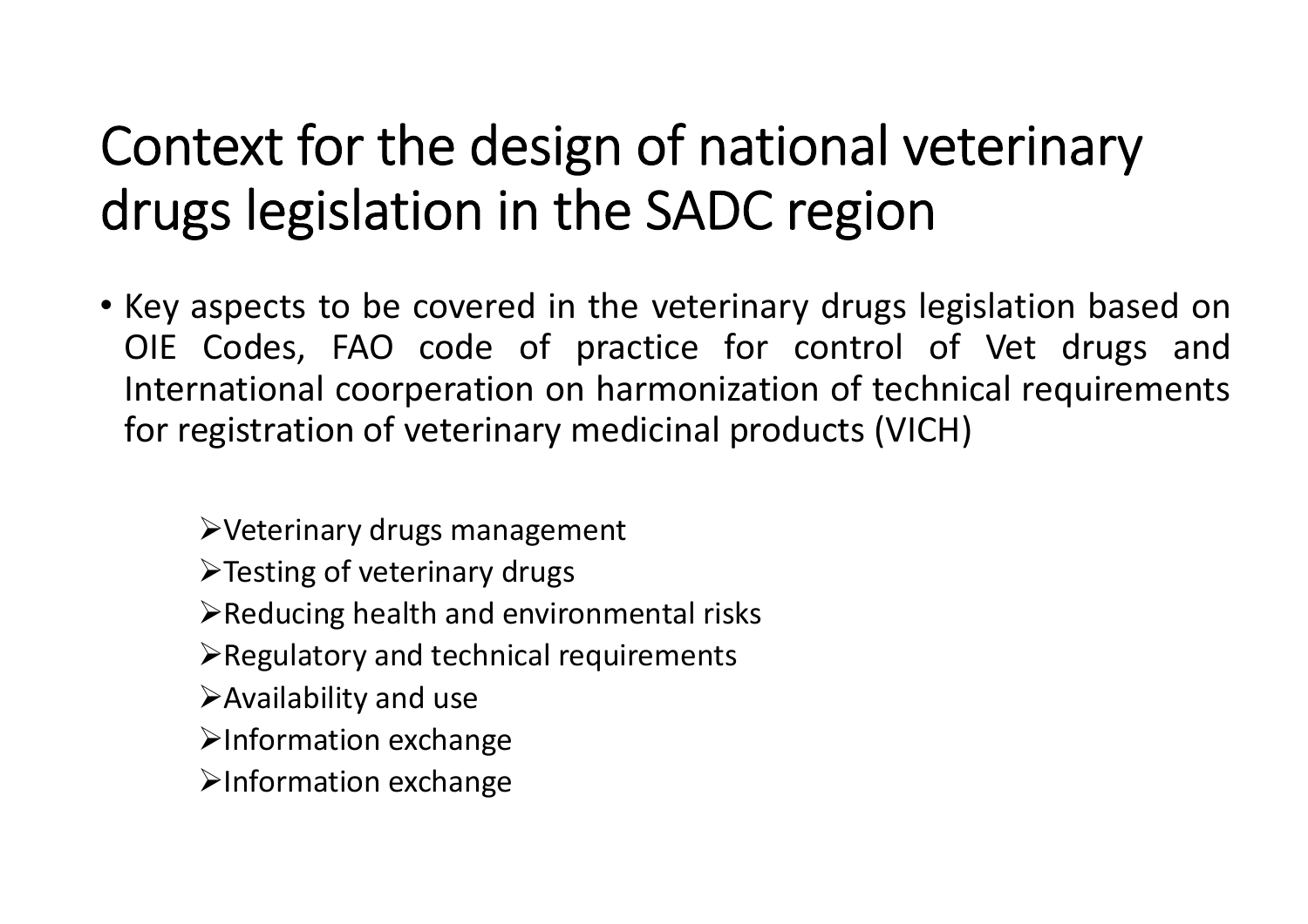# Context for the design of national veterinary drugs legislation in the SADC region

- Key aspects to be covered in the veterinary drugs legislation based on OIE Codes, FAO code of practice for control of Vet drugs and International coorperation on harmonization of technical requirements for registration of veterinary medicinal products (VICH)
  - ➢Veterinary drugs management
  - ➢Testing of veterinary drugs
  - ➢Reducing health and environmental risks
  - ➢Regulatory and technical requirements
  - ➢Availability and use
  - ➢Information exchange
  - ➢Information exchange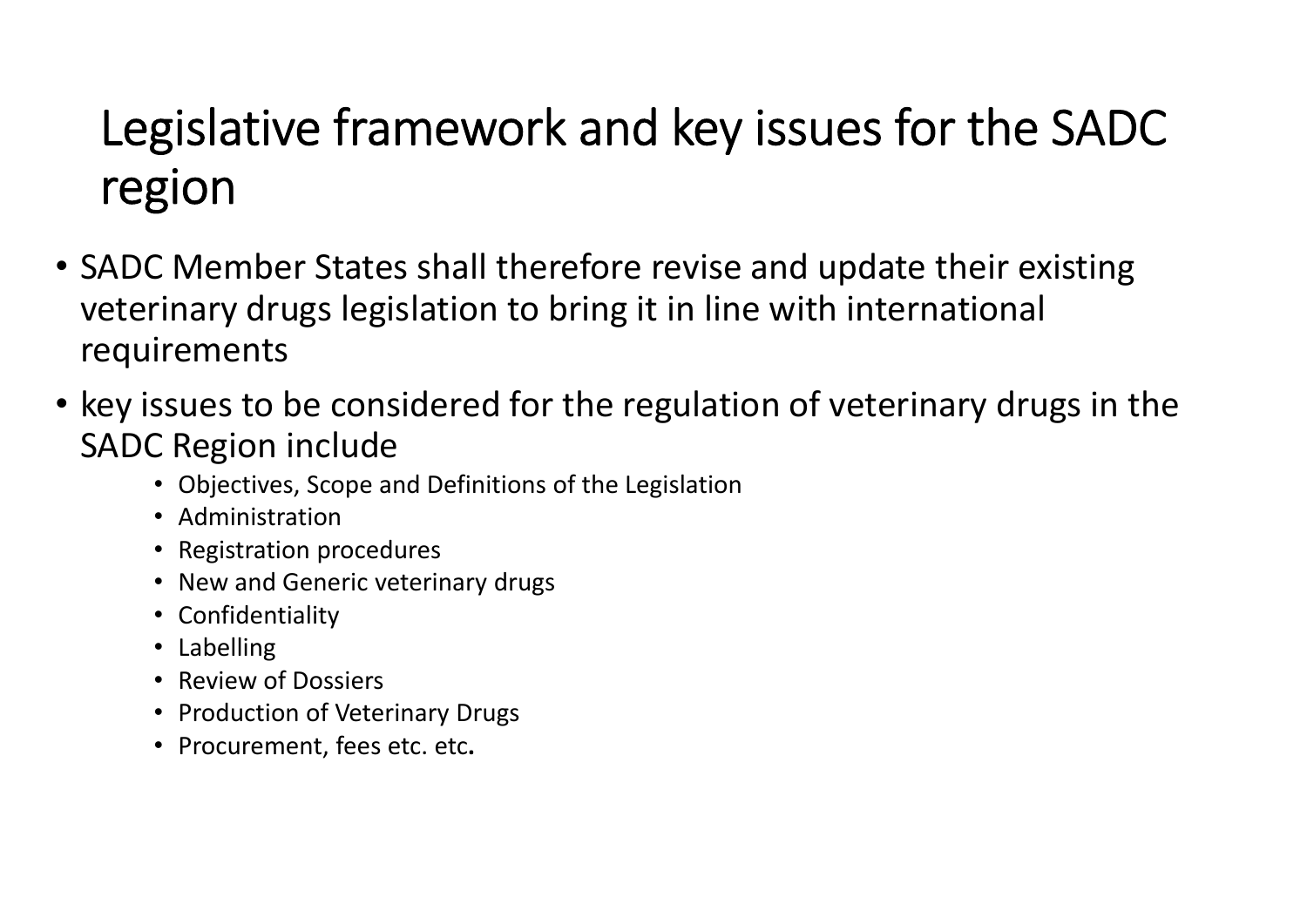# Legislative framework and key issues for the SADC region

- SADC Member States shall therefore revise and update their existing veterinary drugs legislation to bring it in line with international requirements
- key issues to be considered for the regulation of veterinary drugs in the SADC Region include
  - Objectives, Scope and Definitions of the Legislation
  - Administration
  - Registration procedures
  - New and Generic veterinary drugs
  - Confidentiality
  - Labelling
  - Review of Dossiers
  - Production of Veterinary Drugs
  - Procurement, fees etc. etc**.**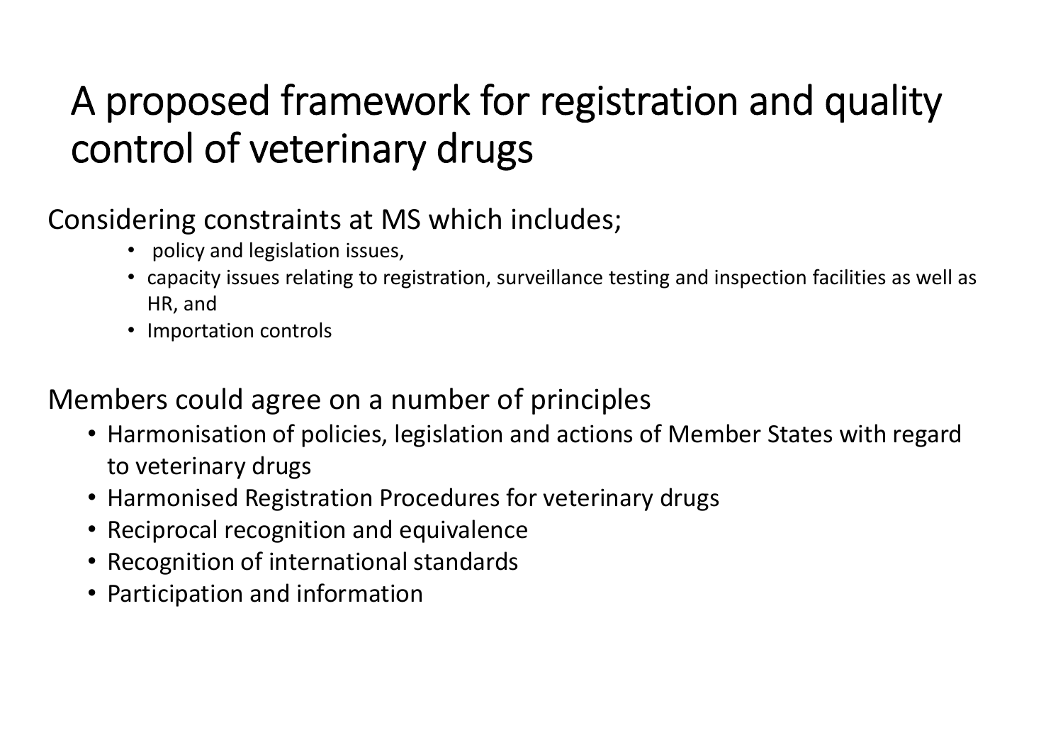# A proposed framework for registration and quality control of veterinary drugs

Considering constraints at MS which includes;

- policy and legislation issues,
- capacity issues relating to registration, surveillance testing and inspection facilities as well as HR, and
- Importation controls

Members could agree on a number of principles

- Harmonisation of policies, legislation and actions of Member States with regard to veterinary drugs
- Harmonised Registration Procedures for veterinary drugs
- Reciprocal recognition and equivalence
- Recognition of international standards
- Participation and information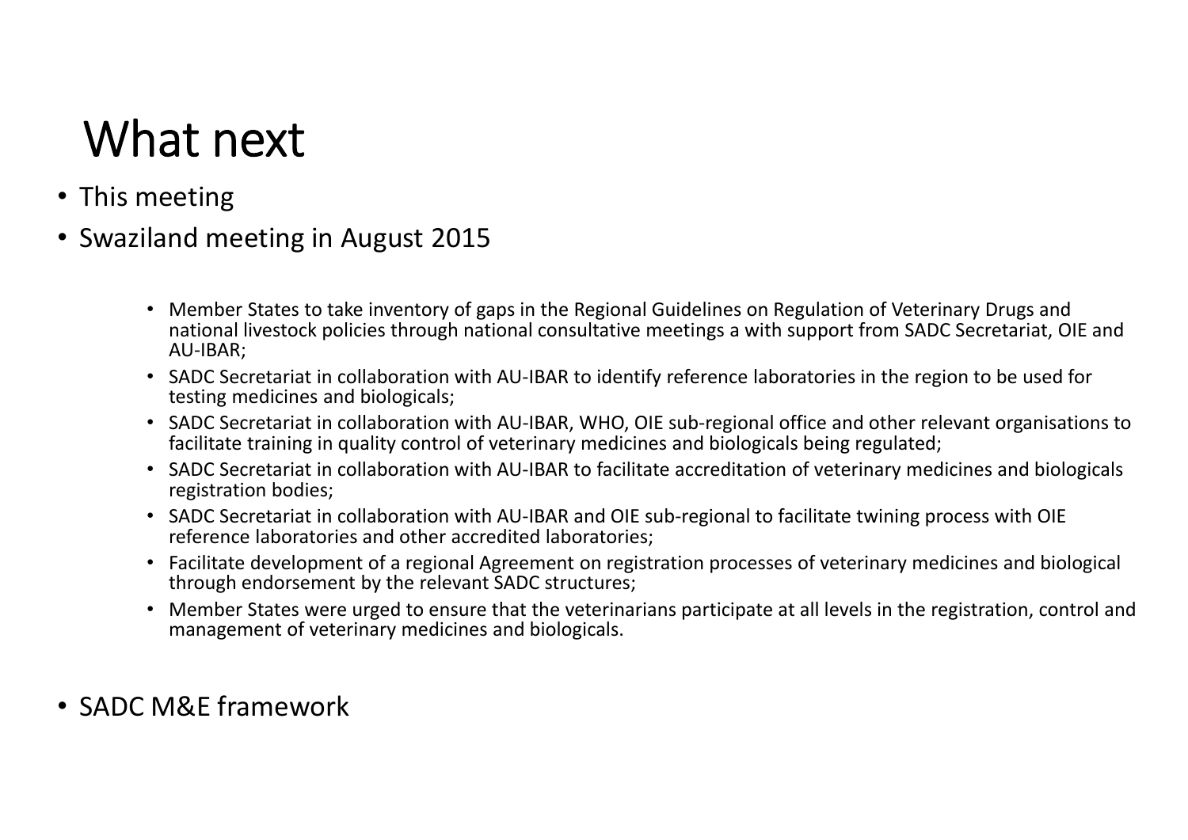# What next

- This meeting
- Swaziland meeting in August 2015
    - Member States to take inventory of gaps in the Regional Guidelines on Regulation of Veterinary Drugs and national livestock policies through national consultative meetings a with support from SADC Secretariat, OIE and AU-IBAR;
    - SADC Secretariat in collaboration with AU-IBAR to identify reference laboratories in the region to be used for testing medicines and biologicals;
    - SADC Secretariat in collaboration with AU-IBAR, WHO, OIE sub-regional office and other relevant organisations to facilitate training in quality control of veterinary medicines and biologicals being regulated;
    - SADC Secretariat in collaboration with AU-IBAR to facilitate accreditation of veterinary medicines and biologicals registration bodies;
    - SADC Secretariat in collaboration with AU-IBAR and OIE sub-regional to facilitate twining process with OIE reference laboratories and other accredited laboratories;
    - Facilitate development of a regional Agreement on registration processes of veterinary medicines and biological through endorsement by the relevant SADC structures;
    - Member States were urged to ensure that the veterinarians participate at all levels in the registration, control and management of veterinary medicines and biologicals.
- SADC M&E framework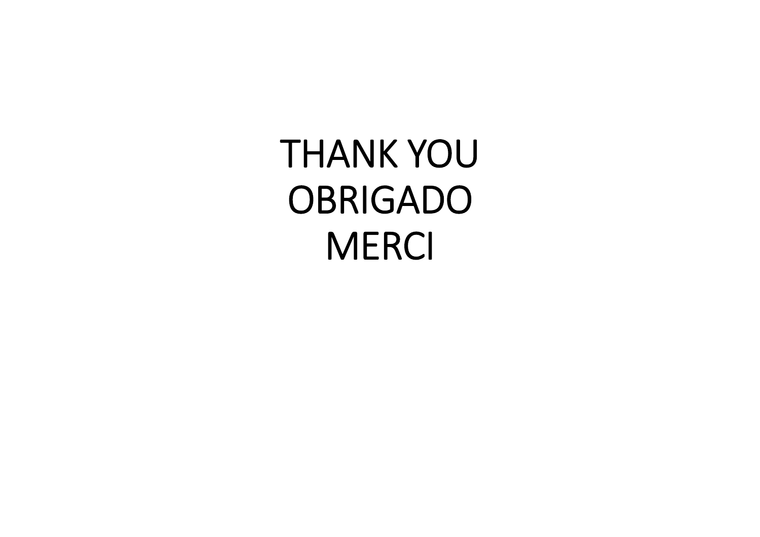THANK YOU
OBRIGADO
MERCI